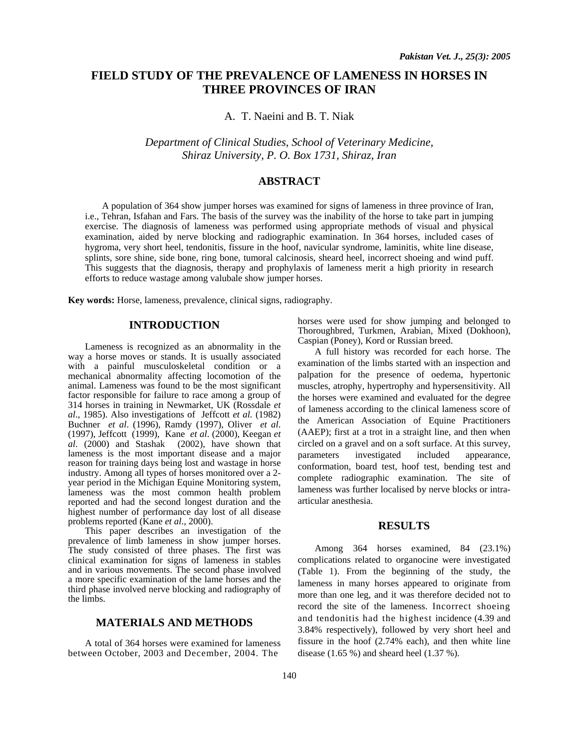# FIELD STUDY OF THE PREVALENCE OF LAMENESS IN HORSES IN THREE PROVINCES OF IRAN

A. T. Naeini and B. T. Niak

*Department of Clinical Studies, School of Veterinary Medicine, Shiraz University, P. O. Box 1731, Shiraz, Iran*

## ABSTRACT

A population of 364 show jumper horses was examined for signs of lameness in three province of Iran, i.e., Tehran, Isfahan and Fars. The basis of the survey was the inability of the horse to take part in jumping exercise. The diagnosis of lameness was performed using appropriate methods of visual and physical examination, aided by nerve blocking and radiographic examination. In 364 horses, included cases of hygroma, very short heel, tendonitis, fissure in the hoof, navicular syndrome, laminitis, white line disease, splints, sore shine, side bone, ring bone, tumoral calcinosis, sheard heel, incorrect shoeing and wind puff. This suggests that the diagnosis, therapy and prophylaxis of lameness merit a high priority in research efforts to reduce wastage among valubale show jumper horses.

**Key words:** Horse, lameness, prevalence, clinical signs, radiography.

## INTRODUCTION

Lameness is recognized as an abnormality in the way a horse moves or stands. It is usually associated with a painful musculoskeletal condition or a mechanical abnormality affecting locomotion of the animal. Lameness was found to be the most significant factor responsible for failure to race among a group of 314 horses in training in Newmarket, UK (Rossdale *et al*., 1985). Also investigations of Jeffcott *et al.* (1982) Buchner *et al*. (1996), Ramdy (1997), Oliver *et al*. (1997), Jeffcott (1999), Kane *et al*. (2000), Keegan *et al*. (2000) and Stashak (2002), have shown that lameness is the most important disease and a major reason for training days being lost and wastage in horse industry. Among all types of horses monitored over a 2-year period in the Michigan Equine Monitoring system, lameness was the most common health problem reported and had the second longest duration and the highest number of performance day lost of all disease problems reported (Kane *et al*., 2000).

This paper describes an investigation of the prevalence of limb lameness in show jumper horses. The study consisted of three phases. The first was clinical examination for signs of lameness in stables and in various movements. The second phase involved a more specific examination of the lame horses and the third phase involved nerve blocking and radiography of the limbs.

## MATERIALS AND METHODS

A total of 364 horses were examined for lameness between October, 2003 and December, 2004. The horses were used for show jumping and belonged to Thoroughbred, Turkmen, Arabian, Mixed (Dokhoon), Caspian (Poney), Kord or Russian breed.

A full history was recorded for each horse. The examination of the limbs started with an inspection and palpation for the presence of oedema, hypertonic muscles, atrophy, hypertrophy and hypersensitivity. All the horses were examined and evaluated for the degree of lameness according to the clinical lameness score of the American Association of Equine Practitioners (AAEP); first at a trot in a straight line, and then when circled on a gravel and on a soft surface. At this survey, parameters investigated included appearance, conformation, board test, hoof test, bending test and complete radiographic examination. The site of lameness was further localised by nerve blocks or intra-articular anesthesia.

## RESULTS

Among 364 horses examined, 84 (23.1%) complications related to organocine were investigated (Table 1). From the beginning of the study, the lameness in many horses appeared to originate from more than one leg, and it was therefore decided not to record the site of the lameness. Incorrect shoeing and tendonitis had the highest incidence (4.39 and 3.84% respectively), followed by very short heel and fissure in the hoof (2.74% each), and then white line disease (1.65 %) and sheard heel (1.37 %).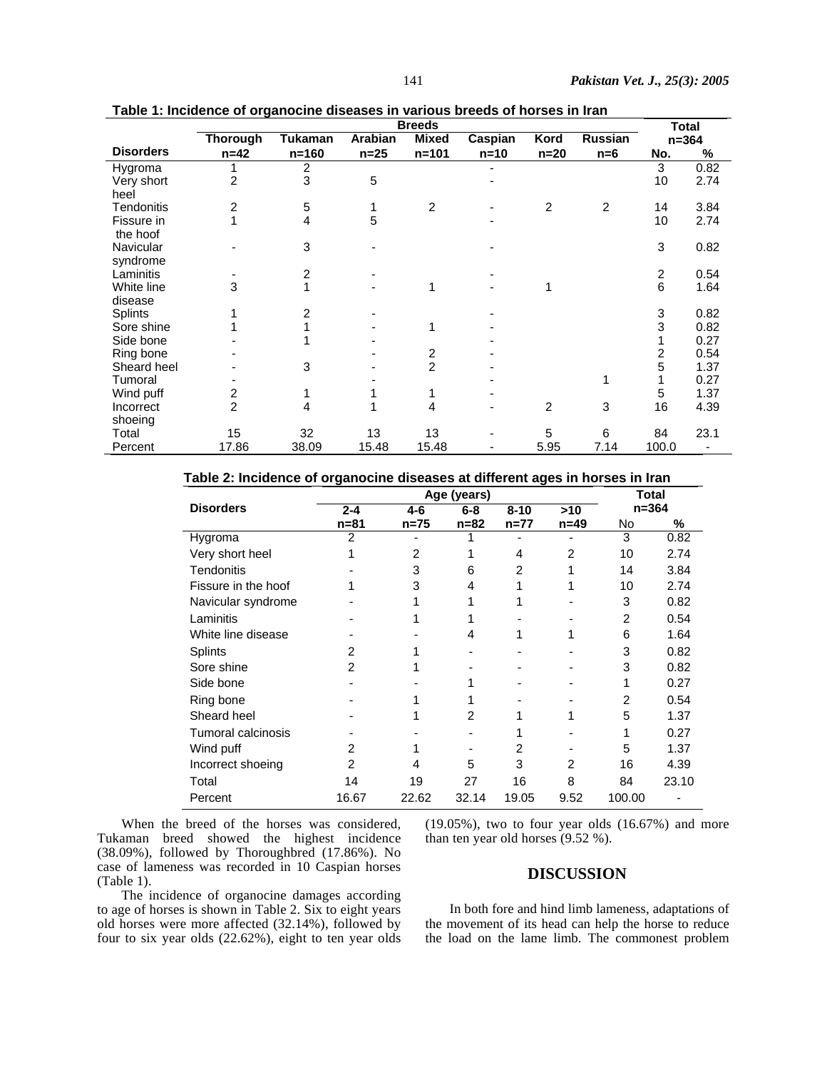**Table 1: Incidence of organocine diseases in various breeds of horses in Iran**

| Disorders | Thorough n=42 | Tukaman n=160 | Arabian n=25 | Mixed n=101 | Caspian n=10 | Kord n=20 | Russian n=6 | Total n=364 No. | % |
|---|---|---|---|---|---|---|---|---|---|
| Hygroma | 1 | 2 | | | - | | | 3 | 0.82 |
| Very short heel | 2 | 3 | 5 | | - | | | 10 | 2.74 |
| Tendonitis | 2 | 5 | 1 | 2 | - | 2 | 2 | 14 | 3.84 |
| Fissure in the hoof | 1 | 4 | 5 | | - | | | 10 | 2.74 |
| Navicular syndrome | - | 3 | - | | - | | | 3 | 0.82 |
| Laminitis | - | 2 | - | | - | | | 2 | 0.54 |
| White line disease | 3 | 1 | - | 1 | - | 1 | | 6 | 1.64 |
| Splints | 1 | 2 | - | | - | | | 3 | 0.82 |
| Sore shine | 1 | 1 | - | 1 | - | | | 3 | 0.82 |
| Side bone | - | 1 | - | | - | | | 1 | 0.27 |
| Ring bone | - | | - | 2 | - | | | 2 | 0.54 |
| Sheard heel | - | 3 | - | 2 | - | | | 5 | 1.37 |
| Tumoral | - | | - | | - | | 1 | 1 | 0.27 |
| Wind puff | 2 | 1 | 1 | 1 | - | | | 5 | 1.37 |
| Incorrect shoeing | 2 | 4 | 1 | 4 | - | 2 | 3 | 16 | 4.39 |
| Total | 15 | 32 | 13 | 13 | - | 5 | 6 | 84 | 23.1 |
| Percent | 17.86 | 38.09 | 15.48 | 15.48 | - | 5.95 | 7.14 | 100.0 | - |

**Table 2: Incidence of organocine diseases at different ages in horses in Iran**

| Disorders | 2-4 n=81 | 4-6 n=75 | 6-8 n=82 | 8-10 n=77 | >10 n=49 | Total n=364 No | % |
|---|---|---|---|---|---|---|---|
| Hygroma | 2 | - | 1 | - | - | 3 | 0.82 |
| Very short heel | 1 | 2 | 1 | 4 | 2 | 10 | 2.74 |
| Tendonitis | - | 3 | 6 | 2 | 1 | 14 | 3.84 |
| Fissure in the hoof | 1 | 3 | 4 | 1 | 1 | 10 | 2.74 |
| Navicular syndrome | - | 1 | 1 | 1 | - | 3 | 0.82 |
| Laminitis | - | 1 | 1 | - | - | 2 | 0.54 |
| White line disease | - | - | 4 | 1 | 1 | 6 | 1.64 |
| Splints | 2 | 1 | - | - | - | 3 | 0.82 |
| Sore shine | 2 | 1 | - | - | - | 3 | 0.82 |
| Side bone | - | - | 1 | - | - | 1 | 0.27 |
| Ring bone | - | 1 | 1 | - | - | 2 | 0.54 |
| Sheard heel | - | 1 | 2 | 1 | 1 | 5 | 1.37 |
| Tumoral calcinosis | - | - | - | 1 | - | 1 | 0.27 |
| Wind puff | 2 | 1 | - | 2 | - | 5 | 1.37 |
| Incorrect shoeing | 2 | 4 | 5 | 3 | 2 | 16 | 4.39 |
| Total | 14 | 19 | 27 | 16 | 8 | 84 | 23.10 |
| Percent | 16.67 | 22.62 | 32.14 | 19.05 | 9.52 | 100.00 | - |

When the breed of the horses was considered, Tukaman breed showed the highest incidence (38.09%), followed by Thoroughbred (17.86%). No case of lameness was recorded in 10 Caspian horses (Table 1).

The incidence of organocine damages according to age of horses is shown in Table 2. Six to eight years old horses were more affected (32.14%), followed by four to six year olds (22.62%), eight to ten year olds (19.05%), two to four year olds (16.67%) and more than ten year old horses (9.52 %).

## DISCUSSION

In both fore and hind limb lameness, adaptations of the movement of its head can help the horse to reduce the load on the lame limb. The commonest problem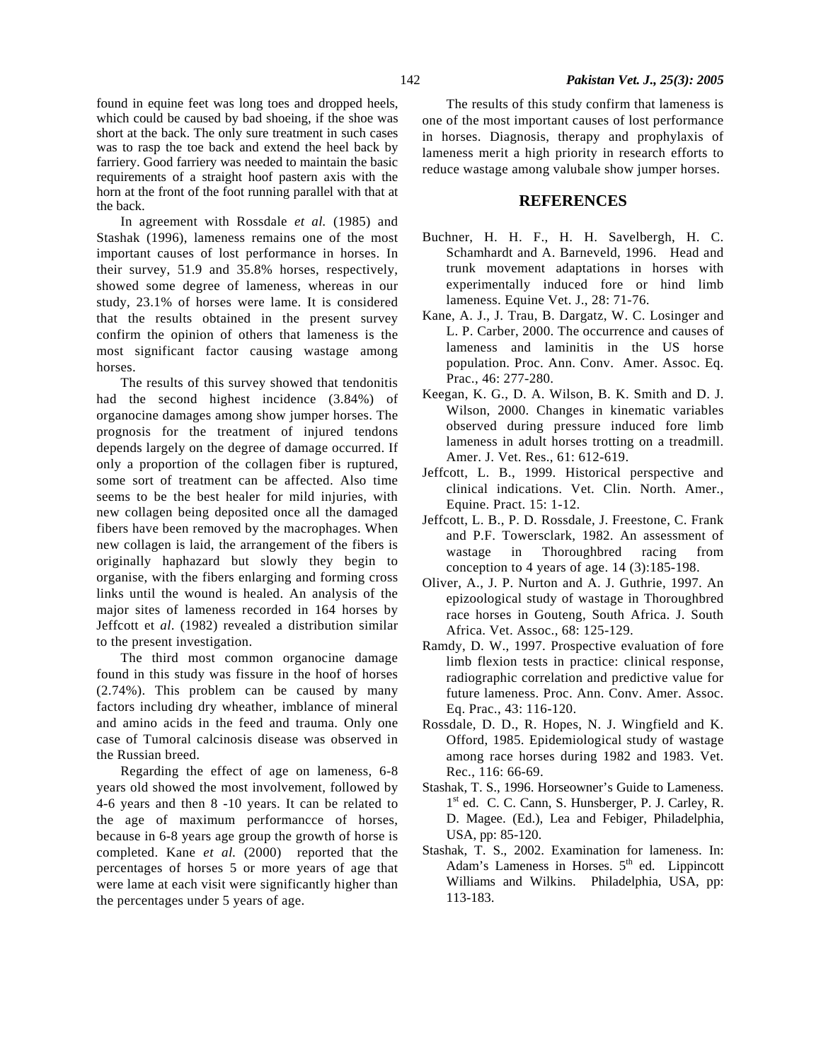found in equine feet was long toes and dropped heels, which could be caused by bad shoeing, if the shoe was short at the back. The only sure treatment in such cases was to rasp the toe back and extend the heel back by farriery. Good farriery was needed to maintain the basic requirements of a straight hoof pastern axis with the horn at the front of the foot running parallel with that at the back.

In agreement with Rossdale *et al.* (1985) and Stashak (1996), lameness remains one of the most important causes of lost performance in horses. In their survey, 51.9 and 35.8% horses, respectively, showed some degree of lameness, whereas in our study, 23.1% of horses were lame. It is considered that the results obtained in the present survey confirm the opinion of others that lameness is the most significant factor causing wastage among horses.

The results of this survey showed that tendonitis had the second highest incidence (3.84%) of organocine damages among show jumper horses. The prognosis for the treatment of injured tendons depends largely on the degree of damage occurred. If only a proportion of the collagen fiber is ruptured, some sort of treatment can be affected. Also time seems to be the best healer for mild injuries, with new collagen being deposited once all the damaged fibers have been removed by the macrophages. When new collagen is laid, the arrangement of the fibers is originally haphazard but slowly they begin to organise, with the fibers enlarging and forming cross links until the wound is healed. An analysis of the major sites of lameness recorded in 164 horses by Jeffcott et *al*. (1982) revealed a distribution similar to the present investigation.

The third most common organocine damage found in this study was fissure in the hoof of horses (2.74%). This problem can be caused by many factors including dry wheather, imblance of mineral and amino acids in the feed and trauma. Only one case of Tumoral calcinosis disease was observed in the Russian breed.

Regarding the effect of age on lameness, 6-8 years old showed the most involvement, followed by 4-6 years and then 8 -10 years. It can be related to the age of maximum performancce of horses, because in 6-8 years age group the growth of horse is completed. Kane *et al.* (2000) reported that the percentages of horses 5 or more years of age that were lame at each visit were significantly higher than the percentages under 5 years of age.

The results of this study confirm that lameness is one of the most important causes of lost performance in horses. Diagnosis, therapy and prophylaxis of lameness merit a high priority in research efforts to reduce wastage among valubale show jumper horses.

## REFERENCES

Buchner, H. H. F., H. H. Savelbergh, H. C. Schamhardt and A. Barneveld, 1996. Head and trunk movement adaptations in horses with experimentally induced fore or hind limb lameness. Equine Vet. J., 28: 71-76.

Kane, A. J., J. Trau, B. Dargatz, W. C. Losinger and L. P. Carber, 2000. The occurrence and causes of lameness and laminitis in the US horse population. Proc. Ann. Conv. Amer. Assoc. Eq. Prac., 46: 277-280.

Keegan, K. G., D. A. Wilson, B. K. Smith and D. J. Wilson, 2000. Changes in kinematic variables observed during pressure induced fore limb lameness in adult horses trotting on a treadmill. Amer. J. Vet. Res., 61: 612-619.

Jeffcott, L. B., 1999. Historical perspective and clinical indications. Vet. Clin. North. Amer., Equine. Pract. 15: 1-12.

Jeffcott, L. B., P. D. Rossdale, J. Freestone, C. Frank and P.F. Towersclark, 1982. An assessment of wastage in Thoroughbred racing from conception to 4 years of age. 14 (3):185-198.

Oliver, A., J. P. Nurton and A. J. Guthrie, 1997. An epizoological study of wastage in Thoroughbred race horses in Gouteng, South Africa. J. South Africa. Vet. Assoc., 68: 125-129.

Ramdy, D. W., 1997. Prospective evaluation of fore limb flexion tests in practice: clinical response, radiographic correlation and predictive value for future lameness. Proc. Ann. Conv. Amer. Assoc. Eq. Prac., 43: 116-120.

Rossdale, D. D., R. Hopes, N. J. Wingfield and K. Offord, 1985. Epidemiological study of wastage among race horses during 1982 and 1983. Vet. Rec., 116: 66-69.

Stashak, T. S., 1996. Horseowner's Guide to Lameness. 1st ed. C. C. Cann, S. Hunsberger, P. J. Carley, R. D. Magee. (Ed.), Lea and Febiger, Philadelphia, USA, pp: 85-120.

Stashak, T. S., 2002. Examination for lameness. In: Adam's Lameness in Horses. 5th ed. Lippincott Williams and Wilkins. Philadelphia, USA, pp: 113-183.